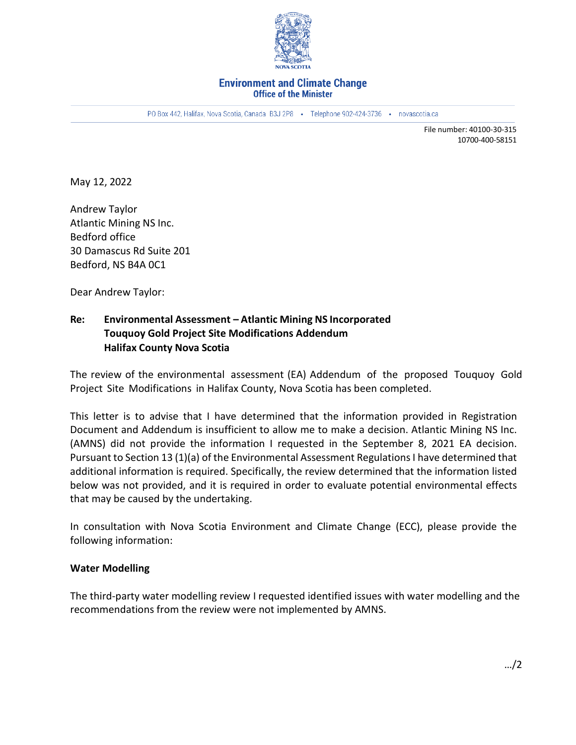**Environment and Climate Change**
**Office of the Minister**

PO Box 442, Halifax, Nova Scotia, Canada B3J 2P8 • Telephone 902-424-3736 • novascotia.ca

File number: 40100-30-315
10700-400-58151

May 12, 2022

Andrew Taylor
Atlantic Mining NS Inc.
Bedford office
30 Damascus Rd Suite 201
Bedford, NS B4A 0C1

Dear Andrew Taylor:

**Re: Environmental Assessment – Atlantic Mining NS Incorporated Touquoy Gold Project Site Modifications Addendum Halifax County Nova Scotia**

The review of the environmental assessment (EA) Addendum of the proposed Touquoy Gold Project Site Modifications in Halifax County, Nova Scotia has been completed.

This letter is to advise that I have determined that the information provided in Registration Document and Addendum is insufficient to allow me to make a decision. Atlantic Mining NS Inc. (AMNS) did not provide the information I requested in the September 8, 2021 EA decision. Pursuant to Section 13 (1)(a) of the Environmental Assessment Regulations I have determined that additional information is required. Specifically, the review determined that the information listed below was not provided, and it is required in order to evaluate potential environmental effects that may be caused by the undertaking.

In consultation with Nova Scotia Environment and Climate Change (ECC), please provide the following information:

**Water Modelling**

The third-party water modelling review I requested identified issues with water modelling and the recommendations from the review were not implemented by AMNS.

…/2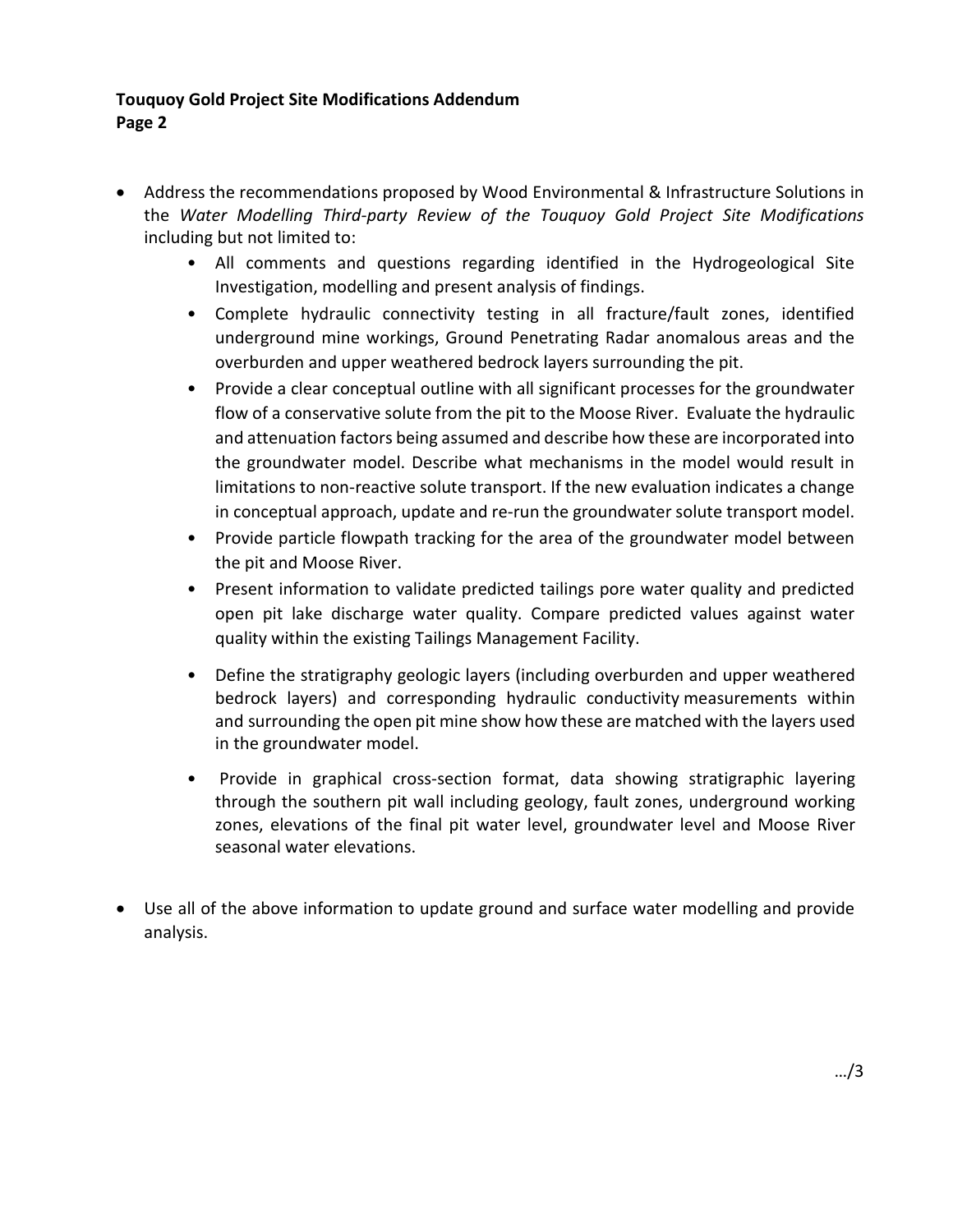- Address the recommendations proposed by Wood Environmental & Infrastructure Solutions in the *Water Modelling Third-party Review of the Touquoy Gold Project Site Modifications* including but not limited to:
    - All comments and questions regarding identified in the Hydrogeological Site Investigation, modelling and present analysis of findings.
    - Complete hydraulic connectivity testing in all fracture/fault zones, identified underground mine workings, Ground Penetrating Radar anomalous areas and the overburden and upper weathered bedrock layers surrounding the pit.
    - Provide a clear conceptual outline with all significant processes for the groundwater flow of a conservative solute from the pit to the Moose River. Evaluate the hydraulic and attenuation factors being assumed and describe how these are incorporated into the groundwater model. Describe what mechanisms in the model would result in limitations to non-reactive solute transport. If the new evaluation indicates a change in conceptual approach, update and re-run the groundwater solute transport model.
    - Provide particle flowpath tracking for the area of the groundwater model between the pit and Moose River.
    - Present information to validate predicted tailings pore water quality and predicted open pit lake discharge water quality. Compare predicted values against water quality within the existing Tailings Management Facility.
    - Define the stratigraphy geologic layers (including overburden and upper weathered bedrock layers) and corresponding hydraulic conductivity measurements within and surrounding the open pit mine show how these are matched with the layers used in the groundwater model.
    - Provide in graphical cross-section format, data showing stratigraphic layering through the southern pit wall including geology, fault zones, underground working zones, elevations of the final pit water level, groundwater level and Moose River seasonal water elevations.

- Use all of the above information to update ground and surface water modelling and provide analysis.

.../3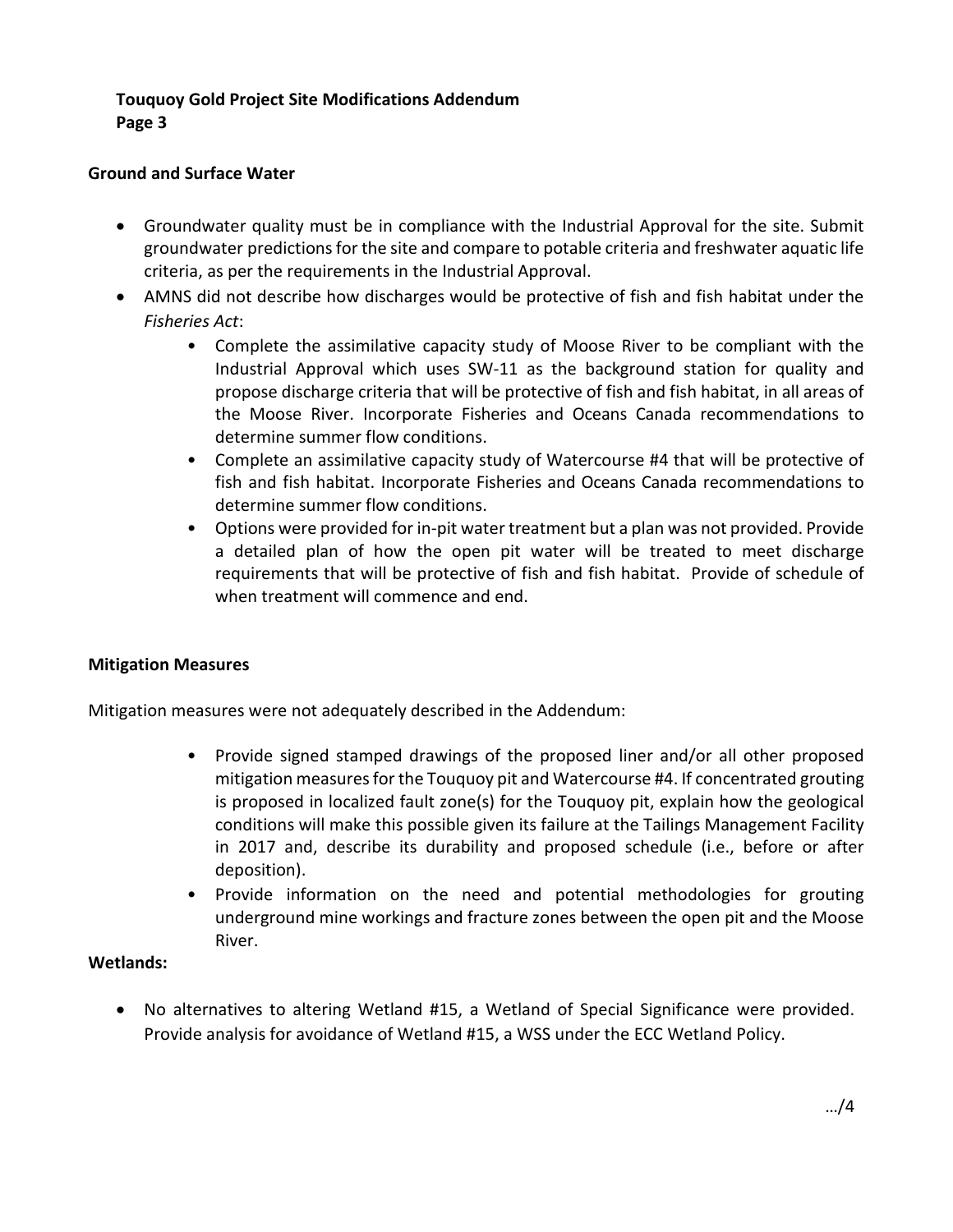## Ground and Surface Water

- Groundwater quality must be in compliance with the Industrial Approval for the site. Submit groundwater predictions for the site and compare to potable criteria and freshwater aquatic life criteria, as per the requirements in the Industrial Approval.
- AMNS did not describe how discharges would be protective of fish and fish habitat under the *Fisheries Act*:
    - Complete the assimilative capacity study of Moose River to be compliant with the Industrial Approval which uses SW-11 as the background station for quality and propose discharge criteria that will be protective of fish and fish habitat, in all areas of the Moose River. Incorporate Fisheries and Oceans Canada recommendations to determine summer flow conditions.
    - Complete an assimilative capacity study of Watercourse #4 that will be protective of fish and fish habitat. Incorporate Fisheries and Oceans Canada recommendations to determine summer flow conditions.
    - Options were provided for in-pit water treatment but a plan was not provided. Provide a detailed plan of how the open pit water will be treated to meet discharge requirements that will be protective of fish and fish habitat. Provide of schedule of when treatment will commence and end.

## Mitigation Measures

Mitigation measures were not adequately described in the Addendum:

- Provide signed stamped drawings of the proposed liner and/or all other proposed mitigation measures for the Touquoy pit and Watercourse #4. If concentrated grouting is proposed in localized fault zone(s) for the Touquoy pit, explain how the geological conditions will make this possible given its failure at the Tailings Management Facility in 2017 and, describe its durability and proposed schedule (i.e., before or after deposition).
- Provide information on the need and potential methodologies for grouting underground mine workings and fracture zones between the open pit and the Moose River.

## Wetlands:

- No alternatives to altering Wetland #15, a Wetland of Special Significance were provided. Provide analysis for avoidance of Wetland #15, a WSS under the ECC Wetland Policy.

…/4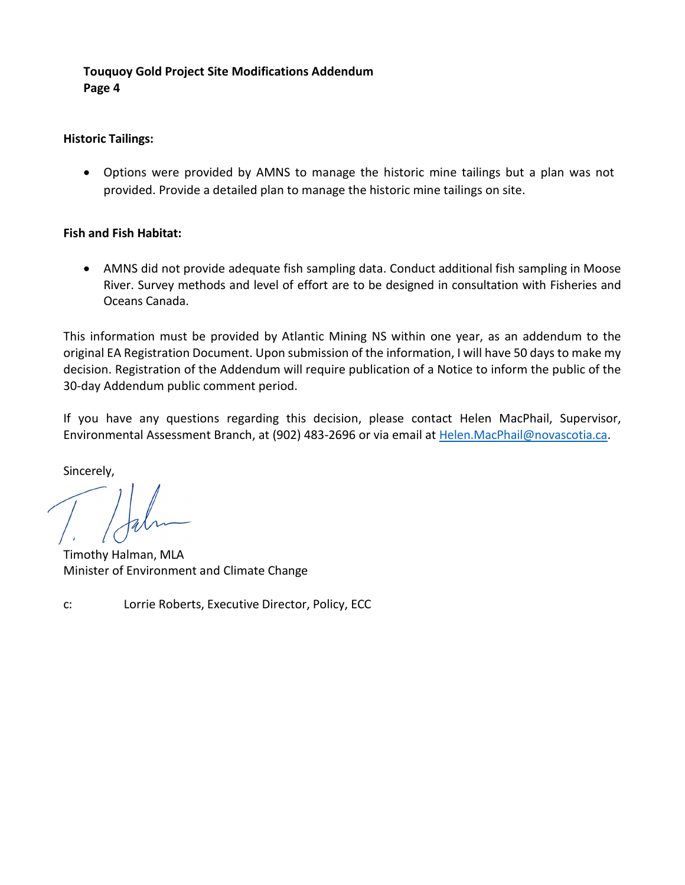**Historic Tailings:**

- Options were provided by AMNS to manage the historic mine tailings but a plan was not provided. Provide a detailed plan to manage the historic mine tailings on site.

**Fish and Fish Habitat:**

- AMNS did not provide adequate fish sampling data. Conduct additional fish sampling in Moose River. Survey methods and level of effort are to be designed in consultation with Fisheries and Oceans Canada.

This information must be provided by Atlantic Mining NS within one year, as an addendum to the original EA Registration Document. Upon submission of the information, I will have 50 days to make my decision. Registration of the Addendum will require publication of a Notice to inform the public of the 30-day Addendum public comment period.

If you have any questions regarding this decision, please contact Helen MacPhail, Supervisor, Environmental Assessment Branch, at (902) 483-2696 or via email at Helen.MacPhail@novascotia.ca.

Sincerely,

Timothy Halman, MLA
Minister of Environment and Climate Change

c: Lorrie Roberts, Executive Director, Policy, ECC